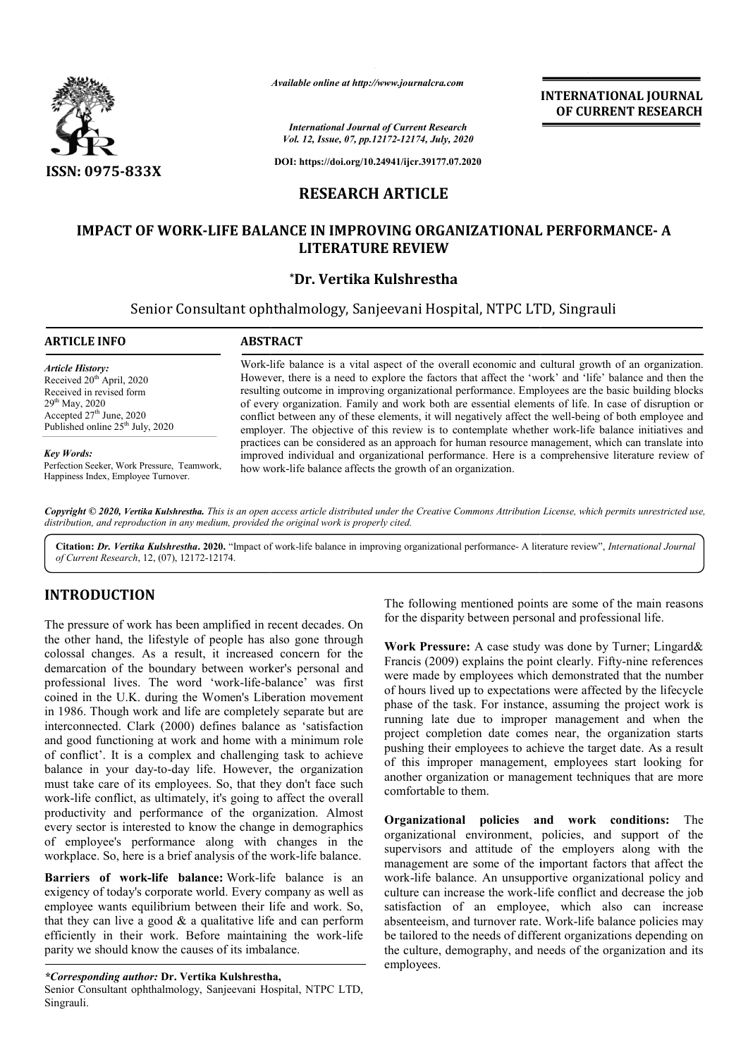*Available online at http://www.journalcra.com*

*International Journal of Current Research*
*Vol. 12, Issue, 07, pp.12172-12174, July, 2020*

**DOI: https://doi.org/10.24941/ijcr.39177.07.2020**

**ISSN: 0975-833X**

**INTERNATIONAL JOURNAL OF CURRENT RESEARCH**

# RESEARCH ARTICLE

# IMPACT OF WORK-LIFE BALANCE IN IMPROVING ORGANIZATIONAL PERFORMANCE- A LITERATURE REVIEW

**\*Dr. Vertika Kulshrestha**

Senior Consultant ophthalmology, Sanjeevani Hospital, NTPC LTD, Singrauli

## ARTICLE INFO

*Article History:*
Received 20th April, 2020
Received in revised form
29th May, 2020
Accepted 27th June, 2020
Published online 25th July, 2020

*Key Words:*
Perfection Seeker, Work Pressure, Teamwork, Happiness Index, Employee Turnover.

## ABSTRACT

Work-life balance is a vital aspect of the overall economic and cultural growth of an organization. However, there is a need to explore the factors that affect the 'work' and 'life' balance and then the resulting outcome in improving organizational performance. Employees are the basic building blocks of every organization. Family and work both are essential elements of life. In case of disruption or conflict between any of these elements, it will negatively affect the well-being of both employee and employer. The objective of this review is to contemplate whether work-life balance initiatives and practices can be considered as an approach for human resource management, which can translate into improved individual and organizational performance. Here is a comprehensive literature review of how work-life balance affects the growth of an organization.

*Copyright © 2020, Vertika Kulshrestha. This is an open access article distributed under the Creative Commons Attribution License, which permits unrestricted use, distribution, and reproduction in any medium, provided the original work is properly cited.*

**Citation:** *Dr. Vertika Kulshrestha***. 2020.** "Impact of work-life balance in improving organizational performance- A literature review", *International Journal of Current Research*, 12, (07), 12172-12174.

## INTRODUCTION

The pressure of work has been amplified in recent decades. On the other hand, the lifestyle of people has also gone through colossal changes. As a result, it increased concern for the demarcation of the boundary between worker's personal and professional lives. The word 'work-life-balance' was first coined in the U.K. during the Women's Liberation movement in 1986. Though work and life are completely separate but are interconnected. Clark (2000) defines balance as 'satisfaction and good functioning at work and home with a minimum role of conflict'. It is a complex and challenging task to achieve balance in your day-to-day life. However, the organization must take care of its employees. So, that they don't face such work-life conflict, as ultimately, it's going to affect the overall productivity and performance of the organization. Almost every sector is interested to know the change in demographics of employee's performance along with changes in the workplace. So, here is a brief analysis of the work-life balance.

**Barriers of work-life balance:** Work-life balance is an exigency of today's corporate world. Every company as well as employee wants equilibrium between their life and work. So, that they can live a good & a qualitative life and can perform efficiently in their work. Before maintaining the work-life parity we should know the causes of its imbalance.

The following mentioned points are some of the main reasons for the disparity between personal and professional life.

**Work Pressure:** A case study was done by Turner; Lingard& Francis (2009) explains the point clearly. Fifty-nine references were made by employees which demonstrated that the number of hours lived up to expectations were affected by the lifecycle phase of the task. For instance, assuming the project work is running late due to improper management and when the project completion date comes near, the organization starts pushing their employees to achieve the target date. As a result of this improper management, employees start looking for another organization or management techniques that are more comfortable to them.

**Organizational policies and work conditions:** The organizational environment, policies, and support of the supervisors and attitude of the employers along with the management are some of the important factors that affect the work-life balance. An unsupportive organizational policy and culture can increase the work-life conflict and decrease the job satisfaction of an employee, which also can increase absenteeism, and turnover rate. Work-life balance policies may be tailored to the needs of different organizations depending on the culture, demography, and needs of the organization and its employees.

*\*Corresponding author:* **Dr. Vertika Kulshrestha,**
Senior Consultant ophthalmology, Sanjeevani Hospital, NTPC LTD, Singrauli.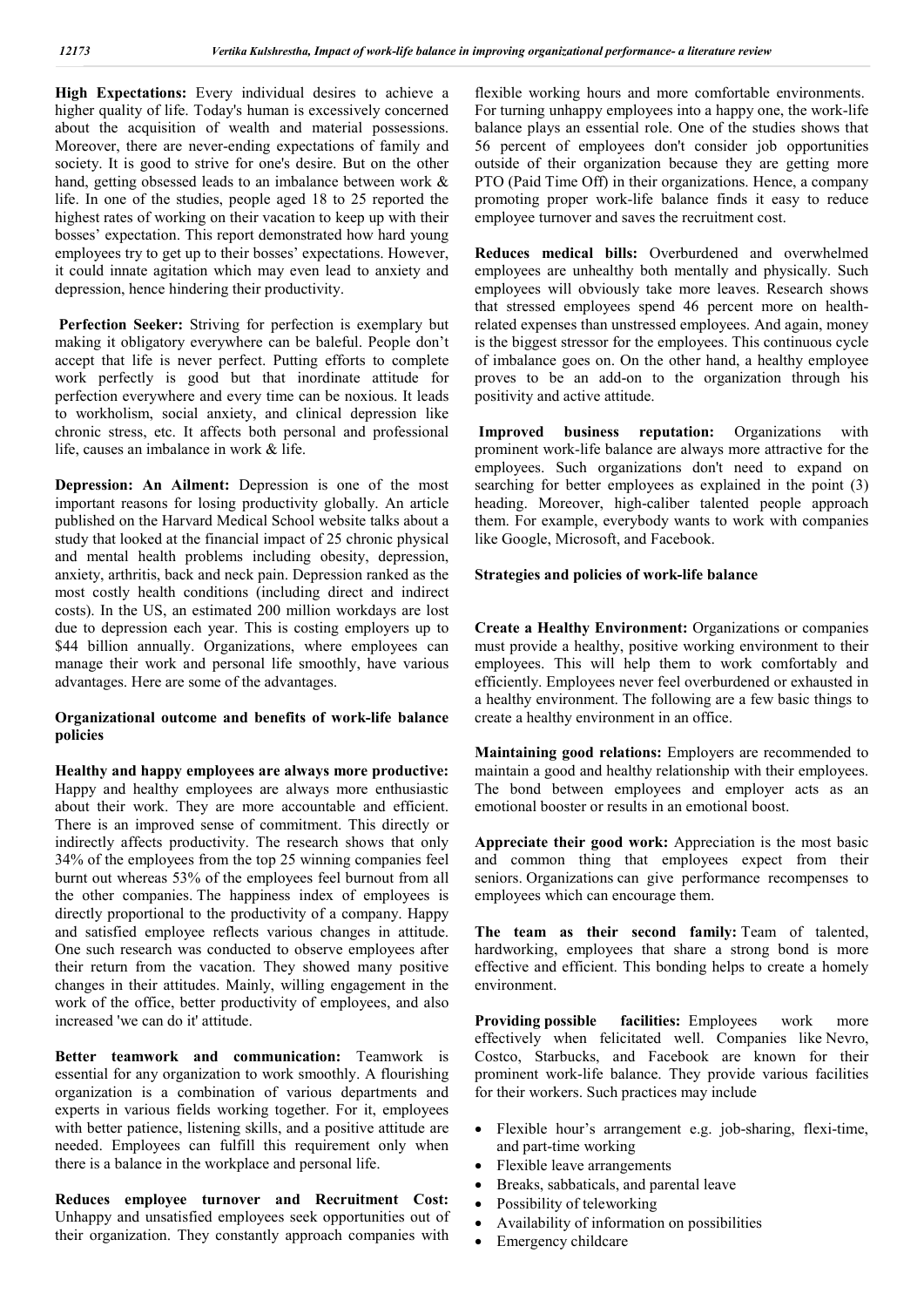**High Expectations:** Every individual desires to achieve a higher quality of life. Today's human is excessively concerned about the acquisition of wealth and material possessions. Moreover, there are never-ending expectations of family and society. It is good to strive for one's desire. But on the other hand, getting obsessed leads to an imbalance between work & life. In one of the studies, people aged 18 to 25 reported the highest rates of working on their vacation to keep up with their bosses' expectation. This report demonstrated how hard young employees try to get up to their bosses' expectations. However, it could innate agitation which may even lead to anxiety and depression, hence hindering their productivity.

**Perfection Seeker:** Striving for perfection is exemplary but making it obligatory everywhere can be baleful. People don't accept that life is never perfect. Putting efforts to complete work perfectly is good but that inordinate attitude for perfection everywhere and every time can be noxious. It leads to workholism, social anxiety, and clinical depression like chronic stress, etc. It affects both personal and professional life, causes an imbalance in work & life.

**Depression: An Ailment:** Depression is one of the most important reasons for losing productivity globally. An article published on the Harvard Medical School website talks about a study that looked at the financial impact of 25 chronic physical and mental health problems including obesity, depression, anxiety, arthritis, back and neck pain. Depression ranked as the most costly health conditions (including direct and indirect costs). In the US, an estimated 200 million workdays are lost due to depression each year. This is costing employers up to $44 billion annually. Organizations, where employees can manage their work and personal life smoothly, have various advantages. Here are some of the advantages.

**Organizational outcome and benefits of work-life balance policies**

**Healthy and happy employees are always more productive:** Happy and healthy employees are always more enthusiastic about their work. They are more accountable and efficient. There is an improved sense of commitment. This directly or indirectly affects productivity. The research shows that only 34% of the employees from the top 25 winning companies feel burnt out whereas 53% of the employees feel burnout from all the other companies. The happiness index of employees is directly proportional to the productivity of a company. Happy and satisfied employee reflects various changes in attitude. One such research was conducted to observe employees after their return from the vacation. They showed many positive changes in their attitudes. Mainly, willing engagement in the work of the office, better productivity of employees, and also increased 'we can do it' attitude.

**Better teamwork and communication:** Teamwork is essential for any organization to work smoothly. A flourishing organization is a combination of various departments and experts in various fields working together. For it, employees with better patience, listening skills, and a positive attitude are needed. Employees can fulfill this requirement only when there is a balance in the workplace and personal life.

**Reduces employee turnover and Recruitment Cost:** Unhappy and unsatisfied employees seek opportunities out of their organization. They constantly approach companies with flexible working hours and more comfortable environments. For turning unhappy employees into a happy one, the work-life balance plays an essential role. One of the studies shows that 56 percent of employees don't consider job opportunities outside of their organization because they are getting more PTO (Paid Time Off) in their organizations. Hence, a company promoting proper work-life balance finds it easy to reduce employee turnover and saves the recruitment cost.

**Reduces medical bills:** Overburdened and overwhelmed employees are unhealthy both mentally and physically. Such employees will obviously take more leaves. Research shows that stressed employees spend 46 percent more on health-related expenses than unstressed employees. And again, money is the biggest stressor for the employees. This continuous cycle of imbalance goes on. On the other hand, a healthy employee proves to be an add-on to the organization through his positivity and active attitude.

**Improved business reputation:** Organizations with prominent work-life balance are always more attractive for the employees. Such organizations don't need to expand on searching for better employees as explained in the point (3) heading. Moreover, high-caliber talented people approach them. For example, everybody wants to work with companies like Google, Microsoft, and Facebook.

**Strategies and policies of work-life balance**

**Create a Healthy Environment:** Organizations or companies must provide a healthy, positive working environment to their employees. This will help them to work comfortably and efficiently. Employees never feel overburdened or exhausted in a healthy environment. The following are a few basic things to create a healthy environment in an office.

**Maintaining good relations:** Employers are recommended to maintain a good and healthy relationship with their employees. The bond between employees and employer acts as an emotional booster or results in an emotional boost.

**Appreciate their good work:** Appreciation is the most basic and common thing that employees expect from their seniors. Organizations can give performance recompenses to employees which can encourage them.

**The team as their second family:** Team of talented, hardworking, employees that share a strong bond is more effective and efficient. This bonding helps to create a homely environment.

**Providing possible facilities:** Employees work more effectively when felicitated well. Companies like Nevro, Costco, Starbucks, and Facebook are known for their prominent work-life balance. They provide various facilities for their workers. Such practices may include

- Flexible hour's arrangement e.g. job-sharing, flexi-time, and part-time working
- Flexible leave arrangements
- Breaks, sabbaticals, and parental leave
- Possibility of teleworking
- Availability of information on possibilities
- Emergency childcare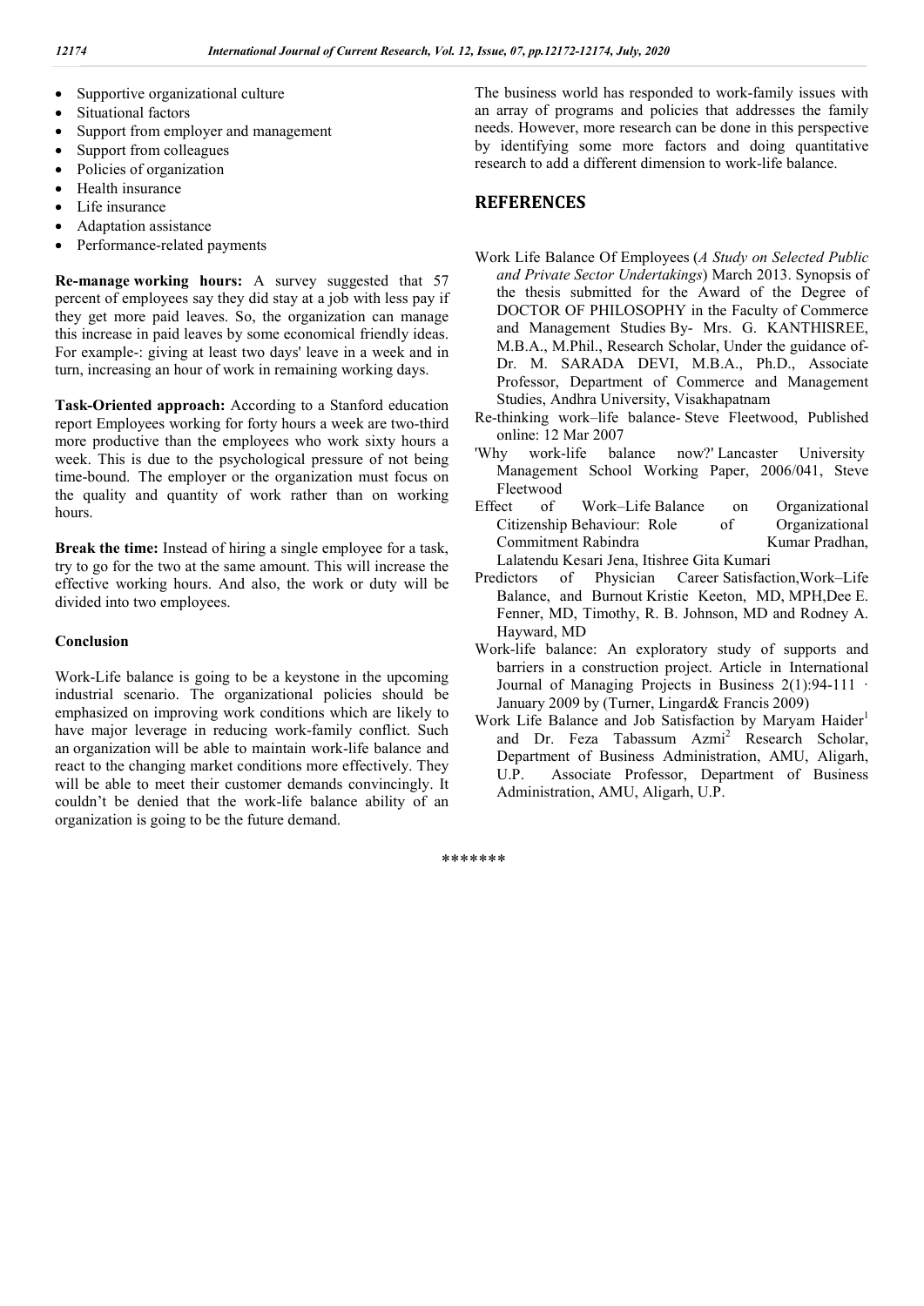- Supportive organizational culture
- Situational factors
- Support from employer and management
- Support from colleagues
- Policies of organization
- Health insurance
- Life insurance
- Adaptation assistance
- Performance-related payments

**Re-manage working hours:** A survey suggested that 57 percent of employees say they did stay at a job with less pay if they get more paid leaves. So, the organization can manage this increase in paid leaves by some economical friendly ideas. For example-: giving at least two days' leave in a week and in turn, increasing an hour of work in remaining working days.

**Task-Oriented approach:** According to a Stanford education report Employees working for forty hours a week are two-third more productive than the employees who work sixty hours a week. This is due to the psychological pressure of not being time-bound. The employer or the organization must focus on the quality and quantity of work rather than on working hours.

**Break the time:** Instead of hiring a single employee for a task, try to go for the two at the same amount. This will increase the effective working hours. And also, the work or duty will be divided into two employees.

### Conclusion

Work-Life balance is going to be a keystone in the upcoming industrial scenario. The organizational policies should be emphasized on improving work conditions which are likely to have major leverage in reducing work-family conflict. Such an organization will be able to maintain work-life balance and react to the changing market conditions more effectively. They will be able to meet their customer demands convincingly. It couldn't be denied that the work-life balance ability of an organization is going to be the future demand.

The business world has responded to work-family issues with an array of programs and policies that addresses the family needs. However, more research can be done in this perspective by identifying some more factors and doing quantitative research to add a different dimension to work-life balance.

## REFERENCES

Work Life Balance Of Employees (*A Study on Selected Public and Private Sector Undertakings*) March 2013. Synopsis of the thesis submitted for the Award of the Degree of DOCTOR OF PHILOSOPHY in the Faculty of Commerce and Management Studies By- Mrs. G. KANTHISREE, M.B.A., M.Phil., Research Scholar, Under the guidance of- Dr. M. SARADA DEVI, M.B.A., Ph.D., Associate Professor, Department of Commerce and Management Studies, Andhra University, Visakhapatnam

Re-thinking work–life balance- Steve Fleetwood, Published online: 12 Mar 2007

'Why work-life balance now?' Lancaster University Management School Working Paper, 2006/041, Steve Fleetwood

Effect of Work–Life Balance on Organizational Citizenship Behaviour: Role of Organizational Commitment Rabindra Kumar Pradhan, Lalatendu Kesari Jena, Itishree Gita Kumari

Predictors of Physician Career Satisfaction,Work–Life Balance, and Burnout Kristie Keeton, MD, MPH,Dee E. Fenner, MD, Timothy, R. B. Johnson, MD and Rodney A. Hayward, MD

Work-life balance: An exploratory study of supports and barriers in a construction project. Article in International Journal of Managing Projects in Business 2(1):94-111 · January 2009 by (Turner, Lingard& Francis 2009)

Work Life Balance and Job Satisfaction by Maryam Haider[1] and Dr. Feza Tabassum Azmi[2] Research Scholar, Department of Business Administration, AMU, Aligarh, U.P. Associate Professor, Department of Business Administration, AMU, Aligarh, U.P.

\*\*\*\*\*\*\*